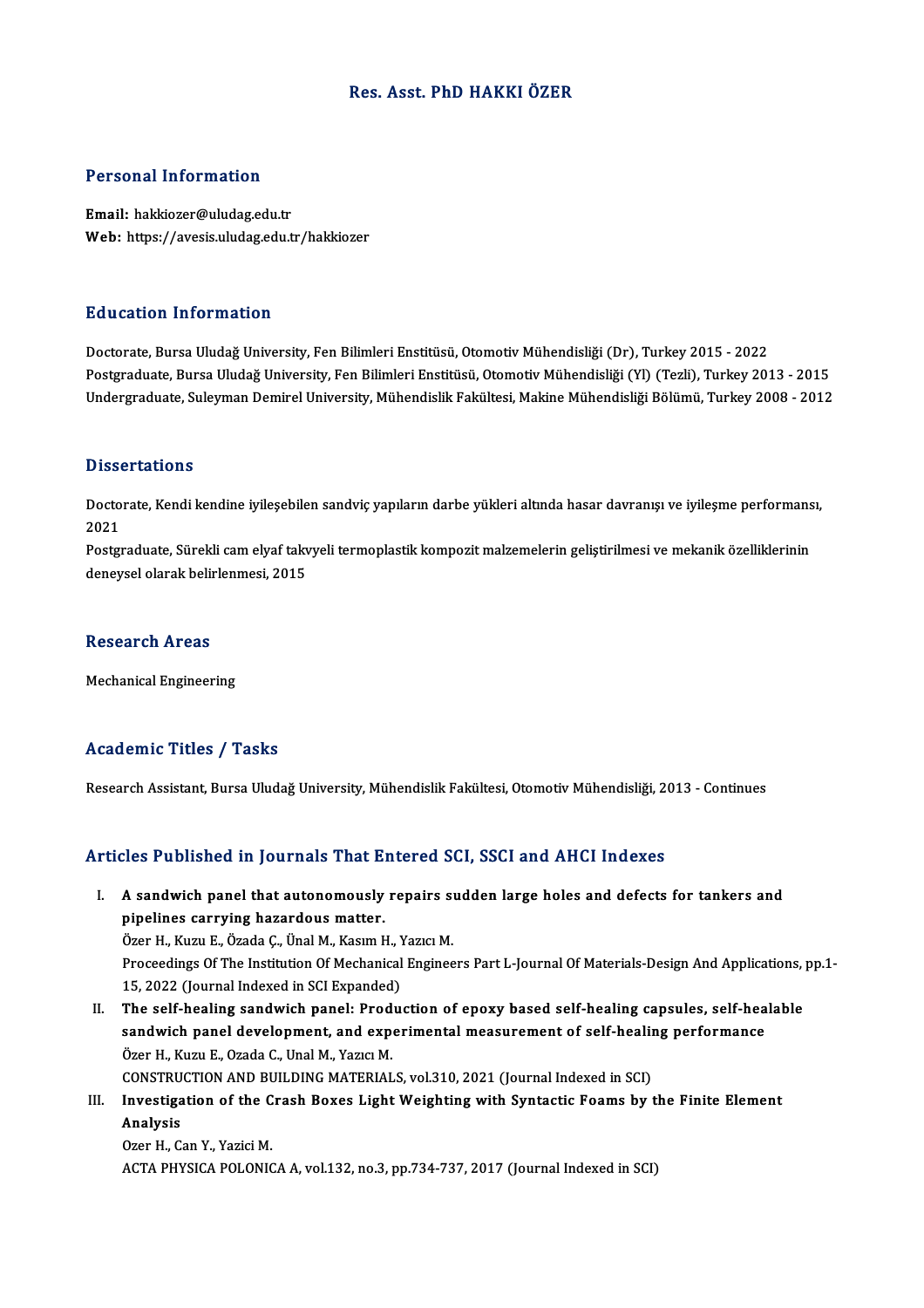# Res. Asst. PhD HAKKI ÖZER

## Personal Information

**Email:** hakkiozer@uludag.edu.tr
**Web:** https://avesis.uludag.edu.tr/hakkiozer

## Education Information

Doctorate, Bursa Uludağ University, Fen Bilimleri Enstitüsü, Otomotiv Mühendisliği (Dr), Turkey 2015 - 2022
Postgraduate, Bursa Uludağ University, Fen Bilimleri Enstitüsü, Otomotiv Mühendisliği (Yl) (Tezli), Turkey 2013 - 2015
Undergraduate, Suleyman Demirel University, Mühendislik Fakültesi, Makine Mühendisliği Bölümü, Turkey 2008 - 2012

## Dissertations

Doctorate, Kendi kendine iyileşebilen sandviç yapıların darbe yükleri altında hasar davranışı ve iyileşme performansı, 2021
Postgraduate, Sürekli cam elyaf takviyeli termoplastik kompozit malzemelerin geliştirilmesi ve mekanik özelliklerinin deneysel olarak belirlenmesi, 2015

## Research Areas

Mechanical Engineering

## Academic Titles / Tasks

Research Assistant, Bursa Uludağ University, Mühendislik Fakültesi, Otomotiv Mühendisliği, 2013 - Continues

## Articles Published in Journals That Entered SCI, SSCI and AHCI Indexes

I. **A sandwich panel that autonomously repairs sudden large holes and defects for tankers and pipelines carrying hazardous matter.**
   Özer H., Kuzu E., Özada Ç., Ünal M., Kasım H., Yazıcı M.
   Proceedings Of The Institution Of Mechanical Engineers Part L-Journal Of Materials-Design And Applications, pp.1-15, 2022 (Journal Indexed in SCI Expanded)

II. **The self-healing sandwich panel: Production of epoxy based self-healing capsules, self-healable sandwich panel development, and experimental measurement of self-healing performance**
   Özer H., Kuzu E., Ozada C., Unal M., Yazıcı M.
   CONSTRUCTION AND BUILDING MATERIALS, vol.310, 2021 (Journal Indexed in SCI)

III. **Investigation of the Crash Boxes Light Weighting with Syntactic Foams by the Finite Element Analysis**
   Ozer H., Can Y., Yazici M.
   ACTA PHYSICA POLONICA A, vol.132, no.3, pp.734-737, 2017 (Journal Indexed in SCI)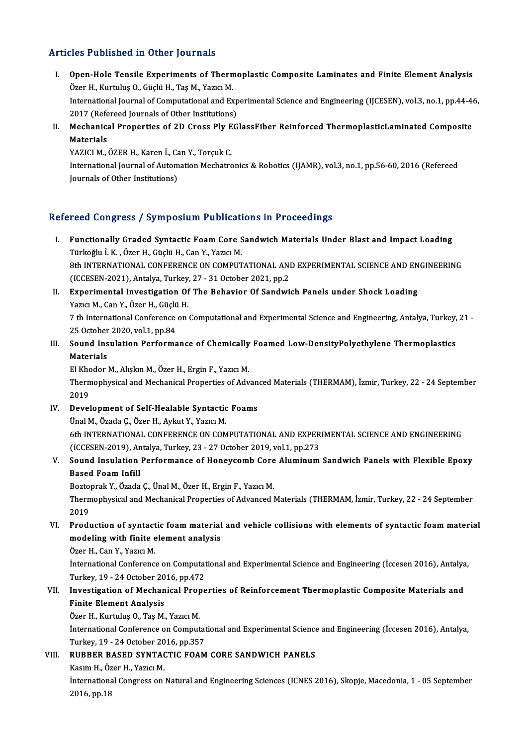## Articles Published in Other Journals

I. **Open-Hole Tensile Experiments of Thermoplastic Composite Laminates and Finite Element Analysis**
   Özer H., Kurtuluş O., Güçlü H., Taş M., Yazıcı M.
   International Journal of Computational and Experimental Science and Engineering (IJCESEN), vol.3, no.1, pp.44-46, 2017 (Refereed Journals of Other Institutions)

II. **Mechanical Properties of 2D Cross Ply EGlassFiber Reinforced ThermoplasticLaminated Composite Materials**
   YAZICI M., ÖZER H., Karen İ., Can Y., Torçuk C.
   International Journal of Automation Mechatronics & Robotics (IJAMR), vol.3, no.1, pp.56-60, 2016 (Refereed Journals of Other Institutions)

## Refereed Congress / Symposium Publications in Proceedings

I. **Functionally Graded Syntactic Foam Core Sandwich Materials Under Blast and Impact Loading**
   Türkoğlu İ. K. , Özer H., Güçlü H., Can Y., Yazıcı M.
   8th INTERNATIONAL CONFERENCE ON COMPUTATIONAL AND EXPERIMENTAL SCIENCE AND ENGINEERING (ICCESEN-2021), Antalya, Turkey, 27 - 31 October 2021, pp.2

II. **Experimental Investigation Of The Behavior Of Sandwich Panels under Shock Loading**
   Yazıcı M., Can Y., Özer H., Güçlü H.
   7 th International Conference on Computational and Experimental Science and Engineering, Antalya, Turkey, 21 - 25 October 2020, vol.1, pp.84

III. **Sound Insulation Performance of Chemically Foamed Low-DensityPolyethylene Thermoplastics Materials**
   El Khodor M., Alışkın M., Özer H., Ergin F., Yazıcı M.
   Thermophysical and Mechanical Properties of Advanced Materials (THERMAM), İzmir, Turkey, 22 - 24 September 2019

IV. **Development of Self-Healable Syntactic Foams**
   Ünal M., Özada Ç., Özer H., Aykut Y., Yazıcı M.
   6th INTERNATIONAL CONFERENCE ON COMPUTATIONAL AND EXPERIMENTAL SCIENCE AND ENGINEERING (ICCESEN-2019), Antalya, Turkey, 23 - 27 October 2019, vol.1, pp.273

V. **Sound Insulation Performance of Honeycomb Core Aluminum Sandwich Panels with Flexible Epoxy Based Foam Infill**
   Boztoprak Y., Özada Ç., Ünal M., Özer H., Ergin F., Yazıcı M.
   Thermophysical and Mechanical Properties of Advanced Materials (THERMAM, İzmir, Turkey, 22 - 24 September 2019

VI. **Production of syntactic foam material and vehicle collisions with elements of syntactic foam material modeling with finite element analysis**
   Özer H., Can Y., Yazıcı M.
   İnternational Conference on Computational and Experimental Science and Engineering (İccesen 2016), Antalya, Turkey, 19 - 24 October 2016, pp.472

VII. **Investigation of Mechanical Properties of Reinforcement Thermoplastic Composite Materials and Finite Element Analysis**
   Özer H., Kurtuluş O., Taş M., Yazıcı M.
   İnternational Conference on Computational and Experimental Science and Engineering (İccesen 2016), Antalya, Turkey, 19 - 24 October 2016, pp.357

VIII. **RUBBER BASED SYNTACTIC FOAM CORE SANDWICH PANELS**
   Kasım H., Özer H., Yazıcı M.
   İnternational Congress on Natural and Engineering Sciences (ICNES 2016), Skopje, Macedonia, 1 - 05 September 2016, pp.18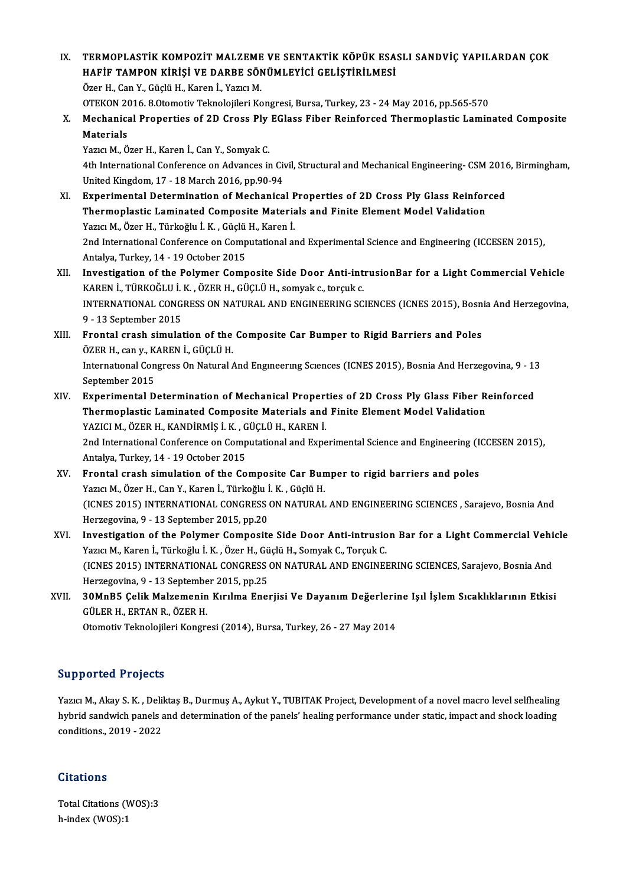IX. **TERMOPLASTİK KOMPOZİT MALZEME VE SENTAKTİK KÖPÜK ESASLI SANDVİÇ YAPILARDAN ÇOK HAFİF TAMPON KİRİŞİ VE DARBE SÖNÜMLEYİCİ GELİŞTİRİLMESİ**
Özer H., Can Y., Güçlü H., Karen İ., Yazıcı M.
OTEKON 2016. 8.Otomotiv Teknolojileri Kongresi, Bursa, Turkey, 23 - 24 May 2016, pp.565-570

X. **Mechanical Properties of 2D Cross Ply EGlass Fiber Reinforced Thermoplastic Laminated Composite Materials**
Yazıcı M., Özer H., Karen İ., Can Y., Somyak C.
4th International Conference on Advances in Civil, Structural and Mechanical Engineering- CSM 2016, Birmingham, United Kingdom, 17 - 18 March 2016, pp.90-94

XI. **Experimental Determination of Mechanical Properties of 2D Cross Ply Glass Reinforced Thermoplastic Laminated Composite Materials and Finite Element Model Validation**
Yazıcı M., Özer H., Türkoğlu İ. K. , Güçlü H., Karen İ.
2nd International Conference on Computational and Experimental Science and Engineering (ICCESEN 2015), Antalya, Turkey, 14 - 19 October 2015

XII. **Investigation of the Polymer Composite Side Door Anti-intrusionBar for a Light Commercial Vehicle**
KAREN İ., TÜRKOĞLU İ. K. , ÖZER H., GÜÇLÜ H., somyak c., torçuk c.
INTERNATIONAL CONGRESS ON NATURAL AND ENGINEERING SCIENCES (ICNES 2015), Bosnia And Herzegovina, 9 - 13 September 2015

XIII. **Frontal crash simulation of the Composite Car Bumper to Rigid Barriers and Poles**
ÖZER H., can y., KAREN İ., GÜÇLÜ H.
International Congress On Natural And Engineering Sciences (ICNES 2015), Bosnia And Herzegovina, 9 - 13 September 2015

XIV. **Experimental Determination of Mechanical Properties of 2D Cross Ply Glass Fiber Reinforced Thermoplastic Laminated Composite Materials and Finite Element Model Validation**
YAZICI M., ÖZER H., KANDİRMİŞ İ. K. , GÜÇLÜ H., KAREN İ.
2nd International Conference on Computational and Experimental Science and Engineering (ICCESEN 2015), Antalya, Turkey, 14 - 19 October 2015

XV. **Frontal crash simulation of the Composite Car Bumper to rigid barriers and poles**
Yazıcı M., Özer H., Can Y., Karen İ., Türkoğlu İ. K. , Güçlü H.
(ICNES 2015) INTERNATIONAL CONGRESS ON NATURAL AND ENGINEERING SCIENCES , Sarajevo, Bosnia And Herzegovina, 9 - 13 September 2015, pp.20

XVI. **Investigation of the Polymer Composite Side Door Anti-intrusion Bar for a Light Commercial Vehicle**
Yazıcı M., Karen İ., Türkoğlu İ. K. , Özer H., Güçlü H., Somyak C., Torçuk C.
(ICNES 2015) INTERNATIONAL CONGRESS ON NATURAL AND ENGINEERING SCIENCES, Sarajevo, Bosnia And Herzegovina, 9 - 13 September 2015, pp.25

XVII. **30MnB5 Çelik Malzemenin Kırılma Enerjisi Ve Dayanım Değerlerine Işıl İşlem Sıcaklıklarının Etkisi**
GÜLER H., ERTAN R., ÖZER H.
Otomotiv Teknolojileri Kongresi (2014), Bursa, Turkey, 26 - 27 May 2014

## Supported Projects

Yazıcı M., Akay S. K. , Deliktaş B., Durmuş A., Aykut Y., TUBITAK Project, Development of a novel macro level selfhealing hybrid sandwich panels and determination of the panels' healing performance under static, impact and shock loading conditions., 2019 - 2022

## Citations

Total Citations (WOS):3
h-index (WOS):1